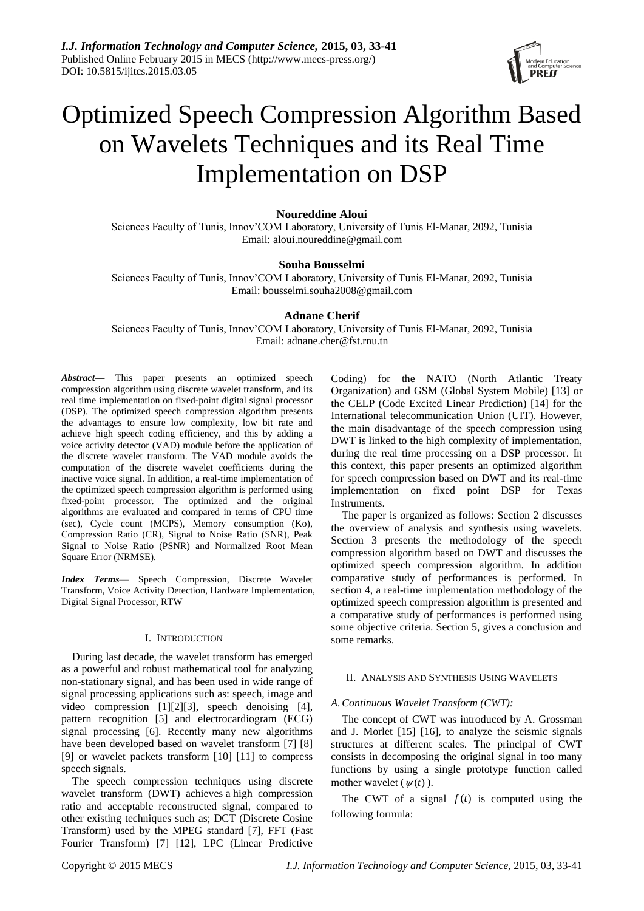# Optimized Speech Compression Algorithm Based on Wavelets Techniques and its Real Time Implementation on DSP

**Noureddine Aloui**
Sciences Faculty of Tunis, Innov'COM Laboratory, University of Tunis El-Manar, 2092, Tunisia
Email: aloui.noureddine@gmail.com

**Souha Bousselmi**
Sciences Faculty of Tunis, Innov'COM Laboratory, University of Tunis El-Manar, 2092, Tunisia
Email: bousselmi.souha2008@gmail.com

**Adnane Cherif**
Sciences Faculty of Tunis, Innov'COM Laboratory, University of Tunis El-Manar, 2092, Tunisia
Email: adnane.cher@fst.rnu.tn

***Abstract*—** This paper presents an optimized speech compression algorithm using discrete wavelet transform, and its real time implementation on fixed-point digital signal processor (DSP). The optimized speech compression algorithm presents the advantages to ensure low complexity, low bit rate and achieve high speech coding efficiency, and this by adding a voice activity detector (VAD) module before the application of the discrete wavelet transform. The VAD module avoids the computation of the discrete wavelet coefficients during the inactive voice signal. In addition, a real-time implementation of the optimized speech compression algorithm is performed using fixed-point processor. The optimized and the original algorithms are evaluated and compared in terms of CPU time (sec), Cycle count (MCPS), Memory consumption (Ko), Compression Ratio (CR), Signal to Noise Ratio (SNR), Peak Signal to Noise Ratio (PSNR) and Normalized Root Mean Square Error (NRMSE).

***Index Terms*—** Speech Compression, Discrete Wavelet Transform, Voice Activity Detection, Hardware Implementation, Digital Signal Processor, RTW

## I. Introduction

During last decade, the wavelet transform has emerged as a powerful and robust mathematical tool for analyzing non-stationary signal, and has been used in wide range of signal processing applications such as: speech, image and video compression [1][2][3], speech denoising [4], pattern recognition [5] and electrocardiogram (ECG) signal processing [6]. Recently many new algorithms have been developed based on wavelet transform [7] [8] [9] or wavelet packets transform [10] [11] to compress speech signals.

The speech compression techniques using discrete wavelet transform (DWT) achieves a high compression ratio and acceptable reconstructed signal, compared to other existing techniques such as; DCT (Discrete Cosine Transform) used by the MPEG standard [7], FFT (Fast Fourier Transform) [7] [12], LPC (Linear Predictive Coding) for the NATO (North Atlantic Treaty Organization) and GSM (Global System Mobile) [13] or the CELP (Code Excited Linear Prediction) [14] for the International telecommunication Union (UIT). However, the main disadvantage of the speech compression using DWT is linked to the high complexity of implementation, during the real time processing on a DSP processor. In this context, this paper presents an optimized algorithm for speech compression based on DWT and its real-time implementation on fixed point DSP for Texas Instruments.

The paper is organized as follows: Section 2 discusses the overview of analysis and synthesis using wavelets. Section 3 presents the methodology of the speech compression algorithm based on DWT and discusses the optimized speech compression algorithm. In addition comparative study of performances is performed. In section 4, a real-time implementation methodology of the optimized speech compression algorithm is presented and a comparative study of performances is performed using some objective criteria. Section 5, gives a conclusion and some remarks.

## II. Analysis and Synthesis Using Wavelets

### *A. Continuous Wavelet Transform (CWT):*

The concept of CWT was introduced by A. Grossman and J. Morlet [15] [16], to analyze the seismic signals structures at different scales. The principal of CWT consists in decomposing the original signal in too many functions by using a single prototype function called mother wavelet ($\psi(t)$).

The CWT of a signal $f(t)$ is computed using the following formula: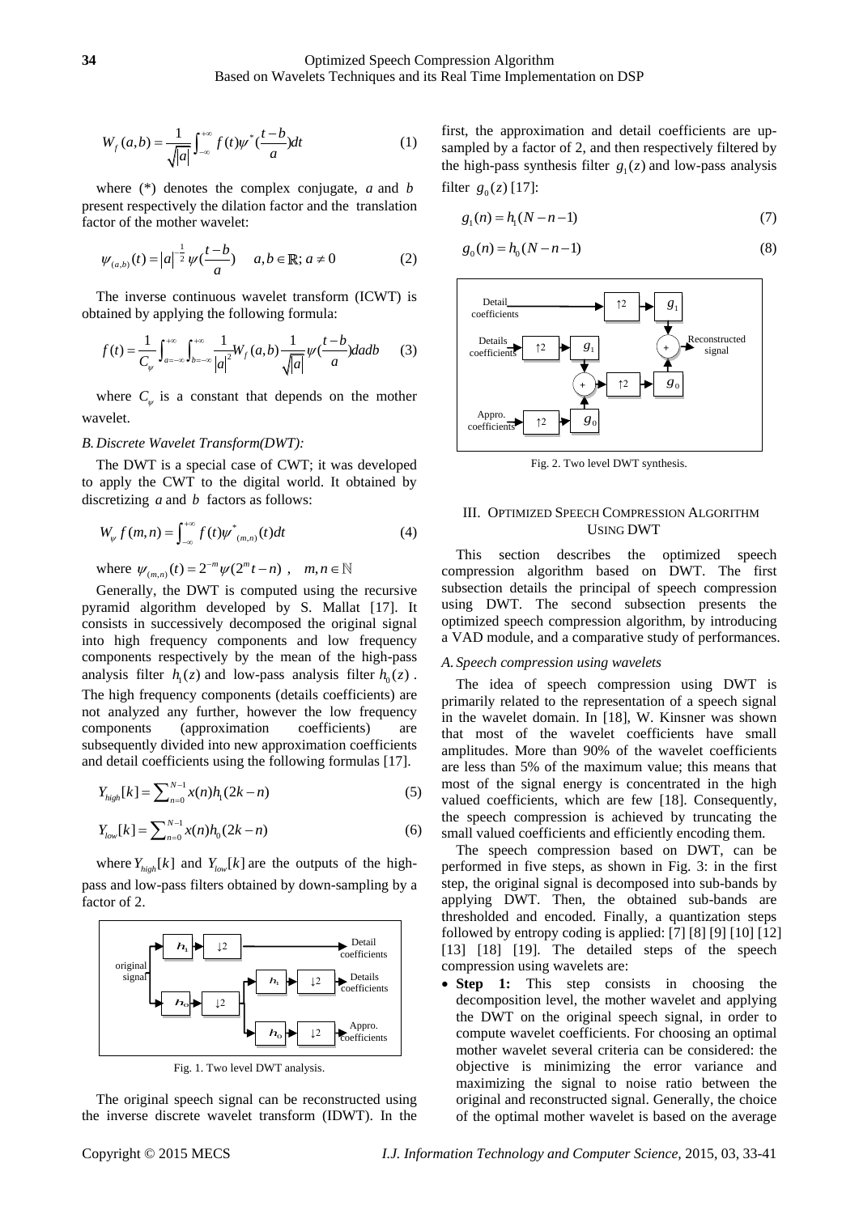$$W_f(a,b) = \frac{1}{\sqrt{|a|}} \int_{-\infty}^{+\infty} f(t)\psi^*(\frac{t-b}{a})dt \quad (1)$$

where (*) denotes the complex conjugate, $a$ and $b$ present respectively the dilation factor and the translation factor of the mother wavelet:

$$\psi_{(a,b)}(t) = |a|^{-\frac{1}{2}} \psi(\frac{t-b}{a}) \quad a,b \in \mathbb{R}; a \neq 0 \quad (2)$$

The inverse continuous wavelet transform (ICWT) is obtained by applying the following formula:

$$f(t) = \frac{1}{C_\psi} \int_{a=-\infty}^{+\infty} \int_{b=-\infty}^{+\infty} \frac{1}{|a|^2} W_f(a,b) \frac{1}{\sqrt{|a|}} \psi(\frac{t-b}{a}) da db \quad (3)$$

where $C_\psi$ is a constant that depends on the mother wavelet.

### *B. Discrete Wavelet Transform(DWT):*

The DWT is a special case of CWT; it was developed to apply the CWT to the digital world. It obtained by discretizing $a$ and $b$ factors as follows:

$$W_\psi f(m,n) = \int_{-\infty}^{+\infty} f(t)\psi^*_{(m,n)}(t)dt \quad (4)$$

where $\psi_{(m,n)}(t) = 2^{-m}\psi(2^m t - n)$ , $m,n \in \mathbb{N}$

Generally, the DWT is computed using the recursive pyramid algorithm developed by S. Mallat [17]. It consists in successively decomposed the original signal into high frequency components and low frequency components respectively by the mean of the high-pass analysis filter $h_1(z)$ and low-pass analysis filter $h_0(z)$. The high frequency components (details coefficients) are not analyzed any further, however the low frequency components (approximation coefficients) are subsequently divided into new approximation coefficients and detail coefficients using the following formulas [17].

$$Y_{high}[k] = \sum_{n=0}^{N-1} x(n)h_1(2k-n) \quad (5)$$

$$Y_{low}[k] = \sum_{n=0}^{N-1} x(n)h_0(2k-n) \quad (6)$$

where $Y_{high}[k]$ and $Y_{low}[k]$ are the outputs of the high-pass and low-pass filters obtained by down-sampling by a factor of 2.

Fig. 1. Two level DWT analysis.

The original speech signal can be reconstructed using the inverse discrete wavelet transform (IDWT). In the first, the approximation and detail coefficients are up-sampled by a factor of 2, and then respectively filtered by the high-pass synthesis filter $g_1(z)$ and low-pass analysis filter $g_0(z)$ [17]:

$$g_1(n) = h_1(N-n-1) \quad (7)$$

$$g_0(n) = h_0(N-n-1) \quad (8)$$

Fig. 2. Two level DWT synthesis.

## III. Optimized Speech Compression Algorithm Using DWT

This section describes the optimized speech compression algorithm based on DWT. The first subsection details the principal of speech compression using DWT. The second subsection presents the optimized speech compression algorithm, by introducing a VAD module, and a comparative study of performances.

### *A. Speech compression using wavelets*

The idea of speech compression using DWT is primarily related to the representation of a speech signal in the wavelet domain. In [18], W. Kinsner was shown that most of the wavelet coefficients have small amplitudes. More than 90% of the wavelet coefficients are less than 5% of the maximum value; this means that most of the signal energy is concentrated in the high valued coefficients, which are few [18]. Consequently, the speech compression is achieved by truncating the small valued coefficients and efficiently encoding them.

The speech compression based on DWT, can be performed in five steps, as shown in Fig. 3: in the first step, the original signal is decomposed into sub-bands by applying DWT. Then, the obtained sub-bands are thresholded and encoded. Finally, a quantization steps followed by entropy coding is applied: [7] [8] [9] [10] [12] [13] [18] [19]. The detailed steps of the speech compression using wavelets are:

- **Step 1:** This step consists in choosing the decomposition level, the mother wavelet and applying the DWT on the original speech signal, in order to compute wavelet coefficients. For choosing an optimal mother wavelet several criteria can be considered: the objective is minimizing the error variance and maximizing the signal to noise ratio between the original and reconstructed signal. Generally, the choice of the optimal mother wavelet is based on the average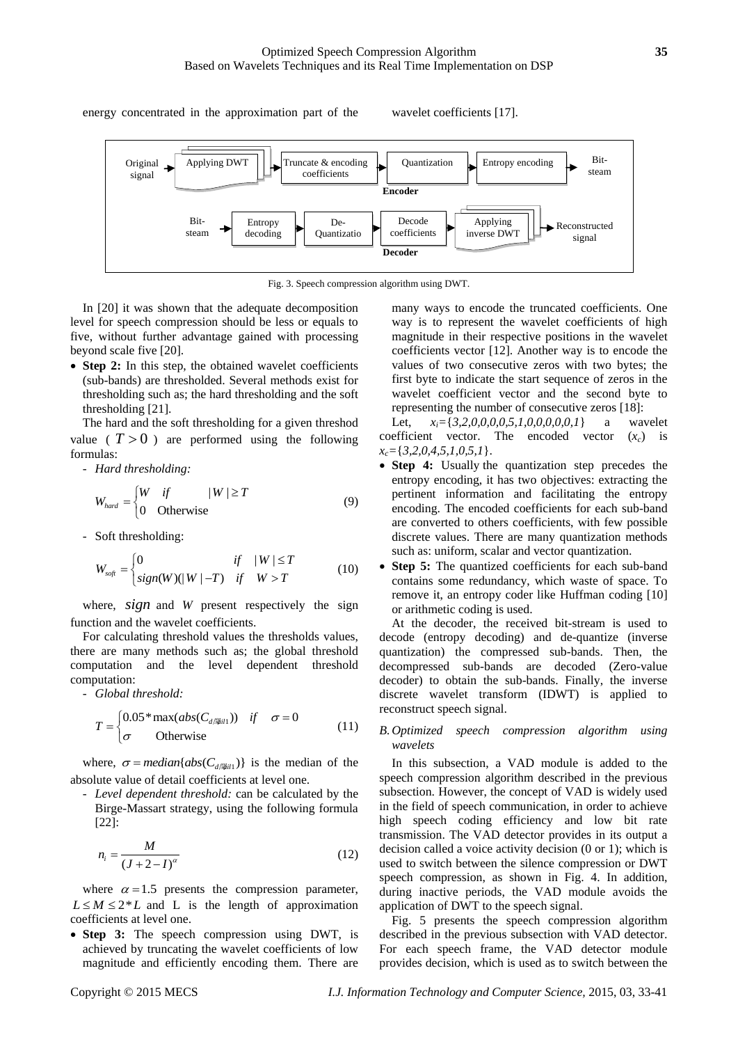energy concentrated in the approximation part of the wavelet coefficients [17].

Fig. 3. Speech compression algorithm using DWT.

In [20] it was shown that the adequate decomposition level for speech compression should be less or equals to five, without further advantage gained with processing beyond scale five [20].

- **Step 2:** In this step, the obtained wavelet coefficients (sub-bands) are thresholded. Several methods exist for thresholding such as; the hard thresholding and the soft thresholding [21].

The hard and the soft thresholding for a given threshod value ( $T > 0$ ) are performed using the following formulas:

- *Hard thresholding:*

$$W_{hard} = \begin{cases} W & if \quad |W| \geq T \\ 0 & \text{Otherwise} \end{cases} \tag{9}$$

- Soft thresholding:

$$W_{soft} = \begin{cases} 0 & if \quad |W| \leq T \\ sign(W)(|W| - T) & if \quad W > T \end{cases} \tag{10}$$

where, $sign$ and $W$ present respectively the sign function and the wavelet coefficients.

For calculating threshold values the thresholds values, there are many methods such as; the global threshold computation and the level dependent threshold computation:

- *Global threshold:*

$$T = \begin{cases} 0.05 * \max(abs(C_{detail1})) & if \quad \sigma = 0 \\ \sigma & \text{Otherwise} \end{cases} \tag{11}$$

where, $\sigma = median\{abs(C_{detail1})\}$ is the median of the absolute value of detail coefficients at level one.

- *Level dependent threshold:* can be calculated by the Birge-Massart strategy, using the following formula [22]:

$$n_i = \frac{M}{(J + 2 - I)^{\alpha}} \tag{12}$$

where $\alpha = 1.5$ presents the compression parameter, $L \leq M \leq 2 * L$ and L is the length of approximation coefficients at level one.

- **Step 3:** The speech compression using DWT, is achieved by truncating the wavelet coefficients of low magnitude and efficiently encoding them. There are many ways to encode the truncated coefficients. One way is to represent the wavelet coefficients of high magnitude in their respective positions in the wavelet coefficients vector [12]. Another way is to encode the values of two consecutive zeros with two bytes; the first byte to indicate the start sequence of zeros in the wavelet coefficient vector and the second byte to representing the number of consecutive zeros [18]:

Let, $x_i=\{3,2,0,0,0,0,5,1,0,0,0,0,0,1\}$ a wavelet coefficient vector. The encoded vector ($x_c$) is $x_c=\{3,2,0,4,5,1,0,5,1\}$.

- **Step 4:** Usually the quantization step precedes the entropy encoding, it has two objectives: extracting the pertinent information and facilitating the entropy encoding. The encoded coefficients for each sub-band are converted to others coefficients, with few possible discrete values. There are many quantization methods such as: uniform, scalar and vector quantization.
- **Step 5:** The quantized coefficients for each sub-band contains some redundancy, which waste of space. To remove it, an entropy coder like Huffman coding [10] or arithmetic coding is used.

At the decoder, the received bit-stream is used to decode (entropy decoding) and de-quantize (inverse quantization) the compressed sub-bands. Then, the decompressed sub-bands are decoded (Zero-value decoder) to obtain the sub-bands. Finally, the inverse discrete wavelet transform (IDWT) is applied to reconstruct speech signal.

### *B. Optimized speech compression algorithm using wavelets*

In this subsection, a VAD module is added to the speech compression algorithm described in the previous subsection. However, the concept of VAD is widely used in the field of speech communication, in order to achieve high speech coding efficiency and low bit rate transmission. The VAD detector provides in its output a decision called a voice activity decision (0 or 1); which is used to switch between the silence compression or DWT speech compression, as shown in Fig. 4. In addition, during inactive periods, the VAD module avoids the application of DWT to the speech signal.

Fig. 5 presents the speech compression algorithm described in the previous subsection with VAD detector. For each speech frame, the VAD detector module provides decision, which is used as to switch between the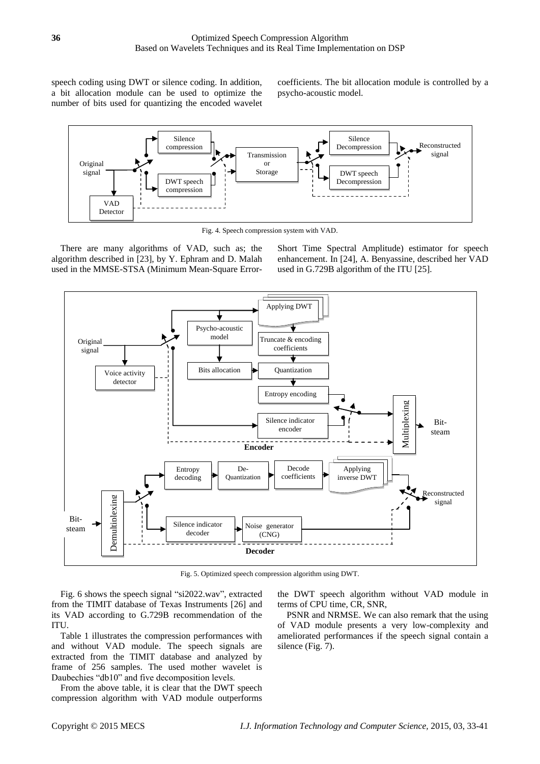speech coding using DWT or silence coding. In addition, a bit allocation module can be used to optimize the number of bits used for quantizing the encoded wavelet coefficients. The bit allocation module is controlled by a psycho-acoustic model.

Fig. 4. Speech compression system with VAD.

There are many algorithms of VAD, such as; the algorithm described in [23], by Y. Ephram and D. Malah used in the MMSE-STSA (Minimum Mean-Square Error-Short Time Spectral Amplitude) estimator for speech enhancement. In [24], A. Benyassine, described her VAD used in G.729B algorithm of the ITU [25].

Fig. 5. Optimized speech compression algorithm using DWT.

Fig. 6 shows the speech signal "si2022.wav", extracted from the TIMIT database of Texas Instruments [26] and its VAD according to G.729B recommendation of the ITU.

Table 1 illustrates the compression performances with and without VAD module. The speech signals are extracted from the TIMIT database and analyzed by frame of 256 samples. The used mother wavelet is Daubechies "db10" and five decomposition levels.

From the above table, it is clear that the DWT speech compression algorithm with VAD module outperforms the DWT speech algorithm without VAD module in terms of CPU time, CR, SNR,

PSNR and NRMSE. We can also remark that the using of VAD module presents a very low-complexity and ameliorated performances if the speech signal contain a silence (Fig. 7).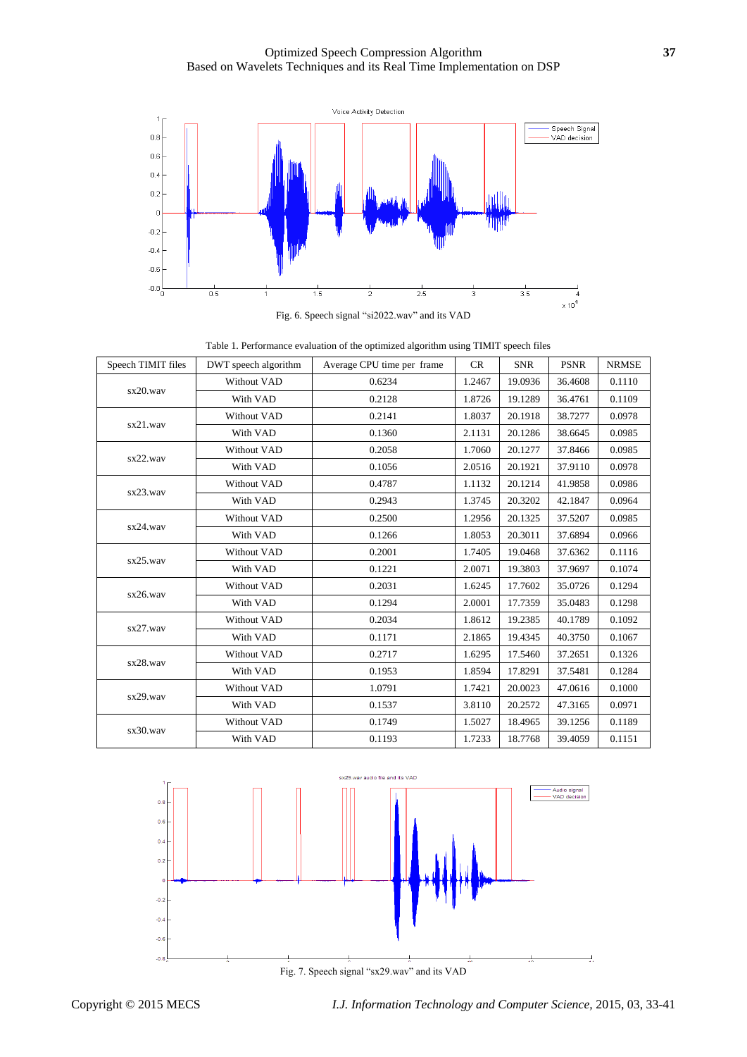Fig. 6. Speech signal “si2022.wav” and its VAD

Table 1. Performance evaluation of the optimized algorithm using TIMIT speech files

| Speech TIMIT files | DWT speech algorithm | Average CPU time per frame | CR | SNR | PSNR | NRMSE |
|---|---|---|---|---|---|---|
| sx20.wav | Without VAD | 0.6234 | 1.2467 | 19.0936 | 36.4608 | 0.1110 |
| | With VAD | 0.2128 | 1.8726 | 19.1289 | 36.4761 | 0.1109 |
| sx21.wav | Without VAD | 0.2141 | 1.8037 | 20.1918 | 38.7277 | 0.0978 |
| | With VAD | 0.1360 | 2.1131 | 20.1286 | 38.6645 | 0.0985 |
| sx22.wav | Without VAD | 0.2058 | 1.7060 | 20.1277 | 37.8466 | 0.0985 |
| | With VAD | 0.1056 | 2.0516 | 20.1921 | 37.9110 | 0.0978 |
| sx23.wav | Without VAD | 0.4787 | 1.1132 | 20.1214 | 41.9858 | 0.0986 |
| | With VAD | 0.2943 | 1.3745 | 20.3202 | 42.1847 | 0.0964 |
| sx24.wav | Without VAD | 0.2500 | 1.2956 | 20.1325 | 37.5207 | 0.0985 |
| | With VAD | 0.1266 | 1.8053 | 20.3011 | 37.6894 | 0.0966 |
| sx25.wav | Without VAD | 0.2001 | 1.7405 | 19.0468 | 37.6362 | 0.1116 |
| | With VAD | 0.1221 | 2.0071 | 19.3803 | 37.9697 | 0.1074 |
| sx26.wav | Without VAD | 0.2031 | 1.6245 | 17.7602 | 35.0726 | 0.1294 |
| | With VAD | 0.1294 | 2.0001 | 17.7359 | 35.0483 | 0.1298 |
| sx27.wav | Without VAD | 0.2034 | 1.8612 | 19.2385 | 40.1789 | 0.1092 |
| | With VAD | 0.1171 | 2.1865 | 19.4345 | 40.3750 | 0.1067 |
| sx28.wav | Without VAD | 0.2717 | 1.6295 | 17.5460 | 37.2651 | 0.1326 |
| | With VAD | 0.1953 | 1.8594 | 17.8291 | 37.5481 | 0.1284 |
| sx29.wav | Without VAD | 1.0791 | 1.7421 | 20.0023 | 47.0616 | 0.1000 |
| | With VAD | 0.1537 | 3.8110 | 20.2572 | 47.3165 | 0.0971 |
| sx30.wav | Without VAD | 0.1749 | 1.5027 | 18.4965 | 39.1256 | 0.1189 |
| | With VAD | 0.1193 | 1.7233 | 18.7768 | 39.4059 | 0.1151 |

Fig. 7. Speech signal “sx29.wav” and its VAD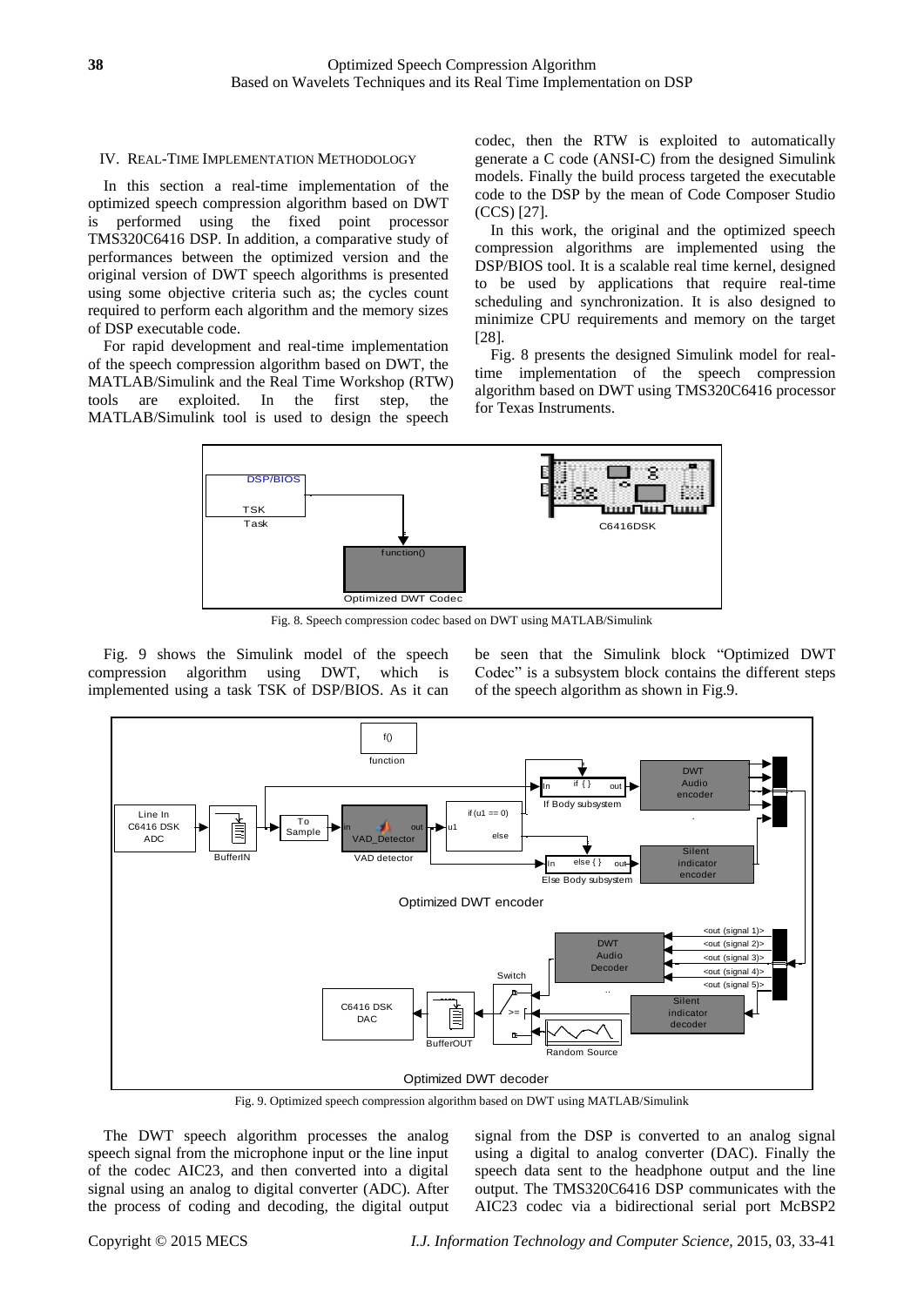## IV. Real-Time Implementation Methodology

In this section a real-time implementation of the optimized speech compression algorithm based on DWT is performed using the fixed point processor TMS320C6416 DSP. In addition, a comparative study of performances between the optimized version and the original version of DWT speech algorithms is presented using some objective criteria such as; the cycles count required to perform each algorithm and the memory sizes of DSP executable code.

For rapid development and real-time implementation of the speech compression algorithm based on DWT, the MATLAB/Simulink and the Real Time Workshop (RTW) tools are exploited. In the first step, the MATLAB/Simulink tool is used to design the speech codec, then the RTW is exploited to automatically generate a C code (ANSI-C) from the designed Simulink models. Finally the build process targeted the executable code to the DSP by the mean of Code Composer Studio (CCS) [27].

In this work, the original and the optimized speech compression algorithms are implemented using the DSP/BIOS tool. It is a scalable real time kernel, designed to be used by applications that require real-time scheduling and synchronization. It is also designed to minimize CPU requirements and memory on the target [28].

Fig. 8 presents the designed Simulink model for real-time implementation of the speech compression algorithm based on DWT using TMS320C6416 processor for Texas Instruments.

Fig. 8. Speech compression codec based on DWT using MATLAB/Simulink

Fig. 9 shows the Simulink model of the speech compression algorithm using DWT, which is implemented using a task TSK of DSP/BIOS. As it can be seen that the Simulink block "Optimized DWT Codec" is a subsystem block contains the different steps of the speech algorithm as shown in Fig.9.

Fig. 9. Optimized speech compression algorithm based on DWT using MATLAB/Simulink

The DWT speech algorithm processes the analog speech signal from the microphone input or the line input of the codec AIC23, and then converted into a digital signal using an analog to digital converter (ADC). After the process of coding and decoding, the digital output signal from the DSP is converted to an analog signal using a digital to analog converter (DAC). Finally the speech data sent to the headphone output and the line output. The TMS320C6416 DSP communicates with the AIC23 codec via a bidirectional serial port McBSP2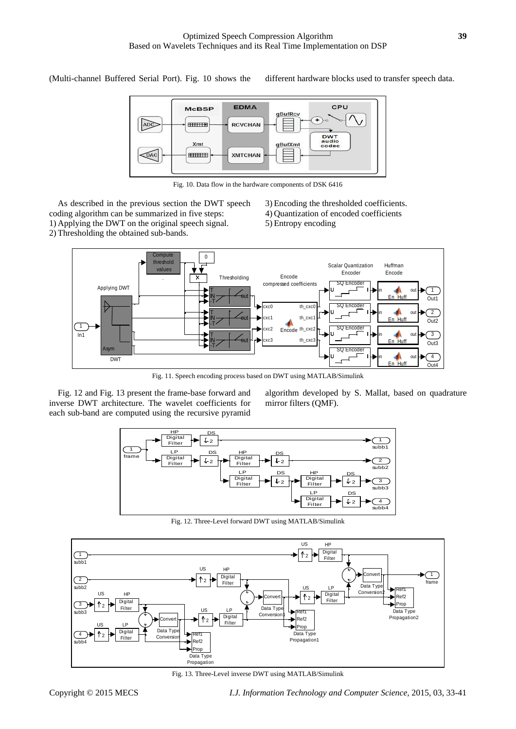(Multi-channel Buffered Serial Port). Fig. 10 shows the different hardware blocks used to transfer speech data.

Fig. 10. Data flow in the hardware components of DSK 6416

As described in the previous section the DWT speech coding algorithm can be summarized in five steps:

1) Applying the DWT on the original speech signal.
2) Thresholding the obtained sub-bands.
3) Encoding the thresholded coefficients.
4) Quantization of encoded coefficients
5) Entropy encoding

Fig. 11. Speech encoding process based on DWT using MATLAB/Simulink

Fig. 12 and Fig. 13 present the frame-base forward and inverse DWT architecture. The wavelet coefficients for each sub-band are computed using the recursive pyramid algorithm developed by S. Mallat, based on quadrature mirror filters (QMF).

Fig. 12. Three-Level forward DWT using MATLAB/Simulink

Fig. 13. Three-Level inverse DWT using MATLAB/Simulink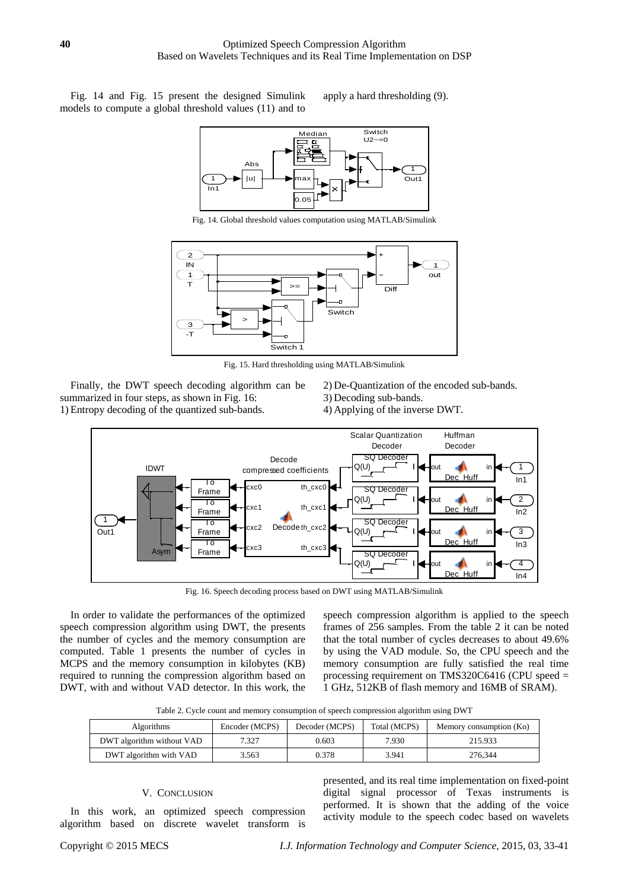Fig. 14 and Fig. 15 present the designed Simulink models to compute a global threshold values (11) and to apply a hard thresholding (9).

Fig. 14. Global threshold values computation using MATLAB/Simulink

Fig. 15. Hard thresholding using MATLAB/Simulink

Finally, the DWT speech decoding algorithm can be summarized in four steps, as shown in Fig. 16:

1) Entropy decoding of the quantized sub-bands.
2) De-Quantization of the encoded sub-bands.
3) Decoding sub-bands.
4) Applying of the inverse DWT.

Fig. 16. Speech decoding process based on DWT using MATLAB/Simulink

In order to validate the performances of the optimized speech compression algorithm using DWT, the presents the number of cycles and the memory consumption are computed. Table 1 presents the number of cycles in MCPS and the memory consumption in kilobytes (KB) required to running the compression algorithm based on DWT, with and without VAD detector. In this work, the speech compression algorithm is applied to the speech frames of 256 samples. From the table 2 it can be noted that the total number of cycles decreases to about 49.6% by using the VAD module. So, the CPU speech and the memory consumption are fully satisfied the real time processing requirement on TMS320C6416 (CPU speed = 1 GHz, 512KB of flash memory and 16MB of SRAM).

Table 2. Cycle count and memory consumption of speech compression algorithm using DWT

| Algorithms | Encoder (MCPS) | Decoder (MCPS) | Total (MCPS) | Memory consumption (Ko) |
|---|---|---|---|---|
| DWT algorithm without VAD | 7.327 | 0.603 | 7.930 | 215.933 |
| DWT algorithm with VAD | 3.563 | 0.378 | 3.941 | 276,344 |

## V. CONCLUSION

In this work, an optimized speech compression algorithm based on discrete wavelet transform is presented, and its real time implementation on fixed-point digital signal processor of Texas instruments is performed. It is shown that the adding of the voice activity module to the speech codec based on wavelets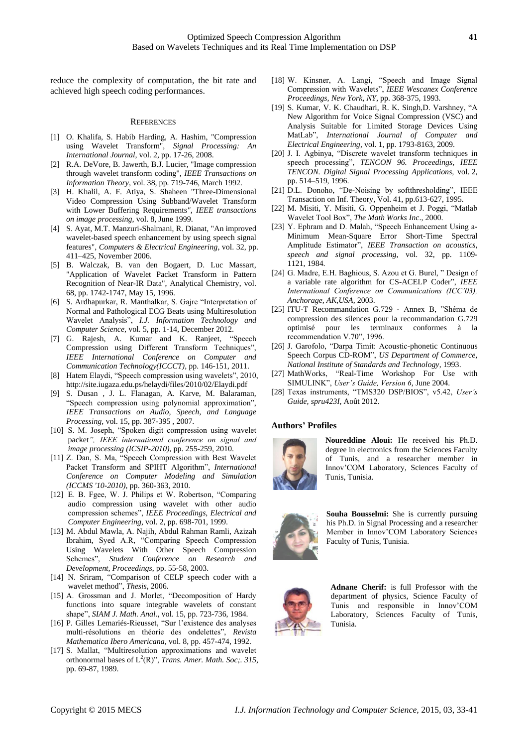reduce the complexity of computation, the bit rate and achieved high speech coding performances.

## References

[1] O. Khalifa, S. Habib Harding, A. Hashim, "Compression using Wavelet Transform", *Signal Processing: An International Journal*, vol. 2, pp. 17-26, 2008.

[2] R.A. DeVore, B. Jawerth, B.J. Lucier, "Image compression through wavelet transform coding", *IEEE Transactions on Information Theory*, vol. 38, pp. 719-746, March 1992.

[3] H. Khalil, A. F. Atiya, S. Shaheen "Three-Dimensional Video Compression Using Subband/Wavelet Transform with Lower Buffering Requirements", *IEEE transactions on image processing*, vol. 8, June 1999.

[4] S. Ayat, M.T. Manzuri-Shalmani, R. Dianat, "An improved wavelet-based speech enhancement by using speech signal features", *Computers & Electrical Engineering*, vol. 32, pp. 411–425, November 2006.

[5] B. Walczak, B. van den Bogaert, D. Luc Massart, "Application of Wavelet Packet Transform in Pattern Recognition of Near-IR Data", Analytical Chemistry, vol. 68, pp. 1742-1747, May 15, 1996.

[6] S. Ardhapurkar, R. Manthalkar, S. Gajre "Interpretation of Normal and Pathological ECG Beats using Multiresolution Wavelet Analysis", *I.J. Information Technology and Computer Science*, vol. 5, pp. 1-14, December 2012.

[7] G. Rajesh, A. Kumar and K. Ranjeet, "Speech Compression using Different Transform Techniques", *IEEE International Conference on Computer and Communication Technology(ICCCT)*, pp. 146-151, 2011.

[8] Hatem Elaydi, "Speech compression using wavelets", 2010, http://site.iugaza.edu.ps/helaydi/files/2010/02/Elaydi.pdf

[9] S. Dusan , J. L. Flanagan, A. Karve, M. Balaraman, "Speech compression using polynomial approximation", *IEEE Transactions on Audio, Speech, and Language Processing*, vol. 15, pp. 387-395 , 2007.

[10] S. M. Joseph, "Spoken digit compression using wavelet packet*", IEEE international conference on signal and image processing (ICSIP-2010)*, pp. 255-259, 2010.

[11] Z. Dan, S. Ma, "Speech Compression with Best Wavelet Packet Transform and SPIHT Algorithm", *International Conference on Computer Modeling and Simulation (ICCMS '10-2010)*, pp. 360-363, 2010.

[12] E. B. Fgee, W. J. Philips et W. Robertson, "Comparing audio compression using wavelet with other audio compression schemes", *IEEE Proceedings, Electrical and Computer Engineering*, vol. 2, pp. 698-701, 1999.

[13] M. Abdul Mawla, A. Najih, Abdul Rahman Ramli, Azizah Ibrahim, Syed A.R, "Comparing Speech Compression Using Wavelets With Other Speech Compression Schemes", *Student Conference on Research and Development, Proceedings*, pp. 55-58, 2003.

[14] N. Sriram, "Comparison of CELP speech coder with a wavelet method", *Thesis*, 2006.

[15] A. Grossman and J. Morlet, "Decomposition of Hardy functions into square integrable wavelets of constant shape", *SIAM J. Math. Anal.*, vol. 15, pp. 723-736, 1984.

[16] P. Gilles Lemariés-Rieusset, "Sur l'existence des analyses multi-résolutions en théorie des ondelettes", *Revista Mathematica Ibero Americana*, vol. 8, pp. 457-474, 1992.

[17] S. Mallat, "Multiresolution approximations and wavelet orthonormal bases of $L^2(R)$", *Trans. Amer. Math. Soc;. 315*, pp. 69-87, 1989.

[18] W. Kinsner, A. Langi, "Speech and Image Signal Compression with Wavelets", *IEEE Wescanex Conference Proceedings, New York, NY*, pp. 368-375, 1993.

[19] S. Kumar, V. K. Chaudhari, R. K. Singh,D. Varshney, "A New Algorithm for Voice Signal Compression (VSC) and Analysis Suitable for Limited Storage Devices Using MatLab", *International Journal of Computer and Electrical Engineering*, vol. 1, pp. 1793-8163, 2009.

[20] J. I. Agbinya, "Discrete wavelet transform techniques in speech processing", *TENCON 96. Proceedings, IEEE TENCON. Digital Signal Processing Applications*, vol. 2, pp. 514–519, 1996.

[21] D.L. Donoho, "De-Noising by softthresholding", IEEE Transaction on Inf. Theory, Vol. 41, pp.613-627, 1995.

[22] M. Misiti, Y. Misiti, G. Oppenheim et J. Poggi, "Matlab Wavelet Tool Box", *The Math Works Inc*., 2000.

[23] Y. Ephram and D. Malah, "Speech Enhancement Using a-Minimum Mean-Square Error Short-Time Spectral Amplitude Estimator", *IEEE Transaction on acoustics, speech and signal processing*, vol. 32, pp. 1109-1121, 1984.

[24] G. Madre, E.H. Baghious, S. Azou et G. Burel, " Design of a variable rate algorithm for CS-ACELP Coder", *IEEE International Conference on Communications (ICC'03), Anchorage, AK,USA*, 2003.

[25] ITU-T Recommandation G.729 - Annex B, "Shéma de compression des silences pour la recommandation G.729 optimisé pour les terminaux conformes à la recommandation V.70", 1996.

[26] J. Garofolo, "Darpa Timit: Acoustic-phonetic Continuous Speech Corpus CD-ROM", *US Department of Commerce, National Institute of Standards and Technology*, 1993.

[27] MathWorks, "Real-Time Workshop For Use with SIMULINK", *User's Guide, Version 6*, June 2004.

[28] Texas instruments, "TMS320 DSP/BIOS", v5.42, *User's Guide, spru423I*, Août 2012.

## Authors' Profiles

**Noureddine Aloui:** He received his Ph.D. degree in electronics from the Sciences Faculty of Tunis, and a researcher member in Innov'COM Laboratory, Sciences Faculty of Tunis, Tunisia.

**Souha Bousselmi:** She is currently pursuing his Ph.D. in Signal Processing and a researcher Member in Innov'COM Laboratory Sciences Faculty of Tunis, Tunisia.

**Adnane Cherif:** is full Professor with the department of physics, Science Faculty of Tunis and responsible in Innov'COM Laboratory, Sciences Faculty of Tunis, Tunisia.